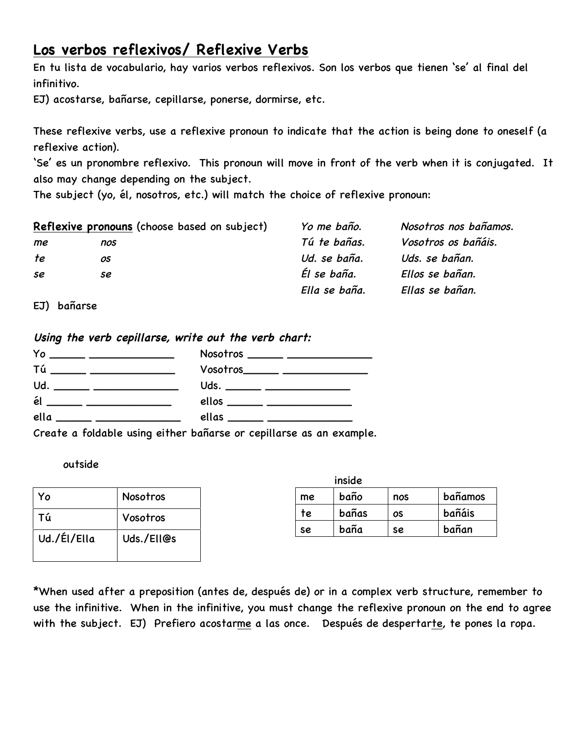# Los verbos reflexivos/ Reflexive Verbs

En tu lista de vocabulario, hay varios verbos reflexivos. Son los verbos que tienen 'se' al final del infinitivo.

EJ) acostarse, bañarse, cepillarse, ponerse, dormirse, etc.

These reflexive verbs, use a reflexive pronoun to indicate that the action is being done to oneself (a reflexive action).

'Se' es un pronombre reflexivo. This pronoun will move in front of the verb when it is conjugated. It also may change depending on the subject.

The subject (yo, él, nosotros, etc.) will match the choice of reflexive pronoun:

**Reflexive pronouns** (choose based on subject)

| | |
|---|---|
| *me* | *nos* |
| *te* | *os* |
| *se* | *se* |

EJ) bañarse

| | |
|---|---|
| *Yo me baño.* | *Nosotros nos bañamos.* |
| *Tú te bañas.* | *Vosotros os bañáis.* |
| *Ud. se baña.* | *Uds. se bañan.* |
| *Él se baña.* | *Ellos se bañan.* |
| *Ella se baña.* | *Ellas se bañan.* |

***Using the verb cepillarse, write out the verb chart:***

Yo ______ ______________ Nosotros ______ ______________
Tú ______ ______________ Vosotros______ ______________
Ud. ______ ______________ Uds. ______ ______________
él ______ ______________ ellos ______ ______________
ella ______ ______________ ellas ______ ______________

Create a foldable using either bañarse or cepillarse as an example.

outside

| Yo | Nosotros |
|---|---|
| Tú | Vosotros |
| Ud./Él/Ella | Uds./Ell@s |

inside

| me | baño | nos | bañamos |
|---|---|---|---|
| te | bañas | os | bañáis |
| se | baña | se | bañan |

*When used after a preposition (antes de, después de) or in a complex verb structure, remember to use the infinitive. When in the infinitive, you must change the reflexive pronoun on the end to agree with the subject. EJ) Prefiero acostar<u>me</u> a las once. Después de despertar<u>te</u>, te pones la ropa.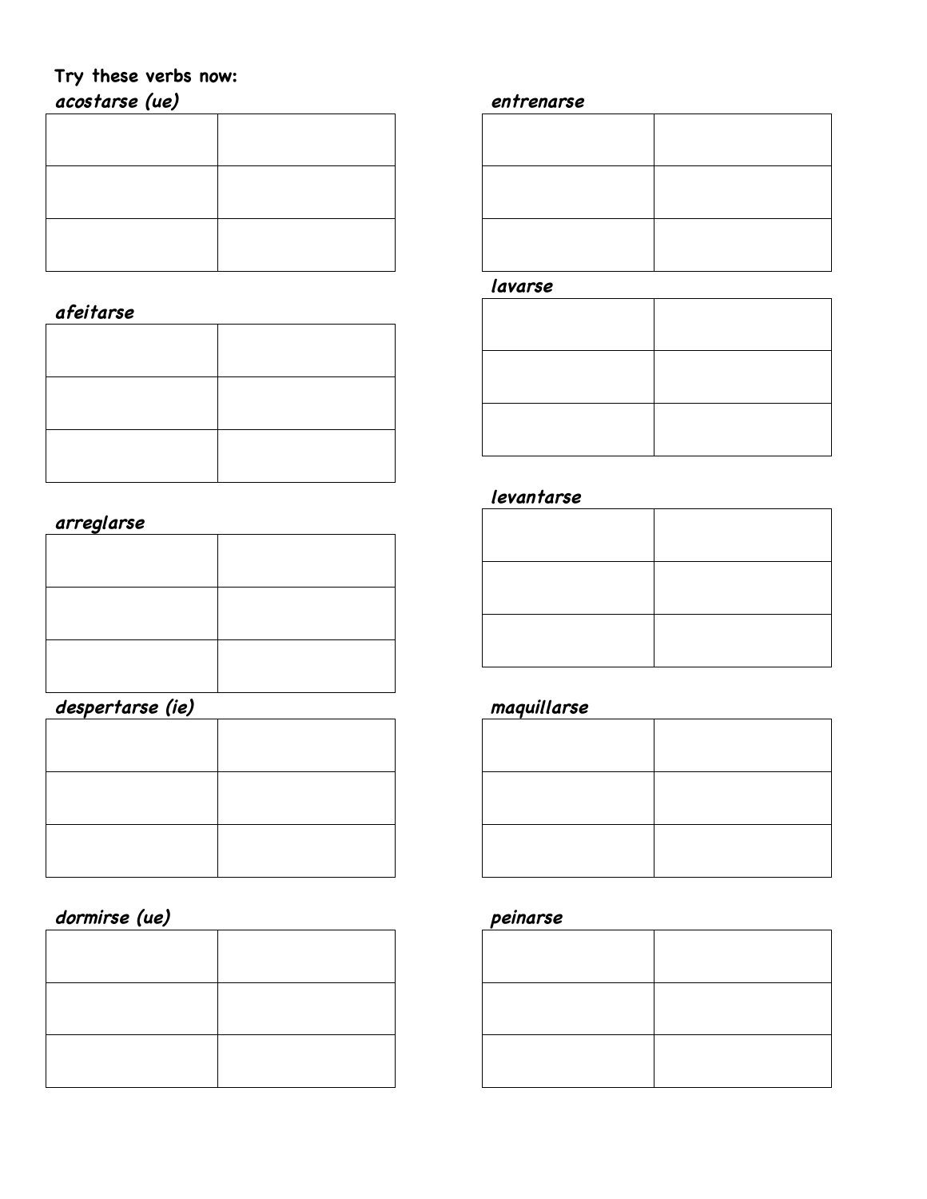**Try these verbs now:**

***acostarse (ue)***

| | |
|---|---|
| | |
| | |
| | |

***afeitarse***

| | |
|---|---|
| | |
| | |
| | |

***arreglarse***

| | |
|---|---|
| | |
| | |
| | |

***despertarse (ie)***

| | |
|---|---|
| | |
| | |
| | |

***dormirse (ue)***

| | |
|---|---|
| | |
| | |
| | |

***entrenarse***

| | |
|---|---|
| | |
| | |
| | |

***lavarse***

| | |
|---|---|
| | |
| | |
| | |

***levantarse***

| | |
|---|---|
| | |
| | |
| | |

***maquillarse***

| | |
|---|---|
| | |
| | |
| | |

***peinarse***

| | |
|---|---|
| | |
| | |
| | |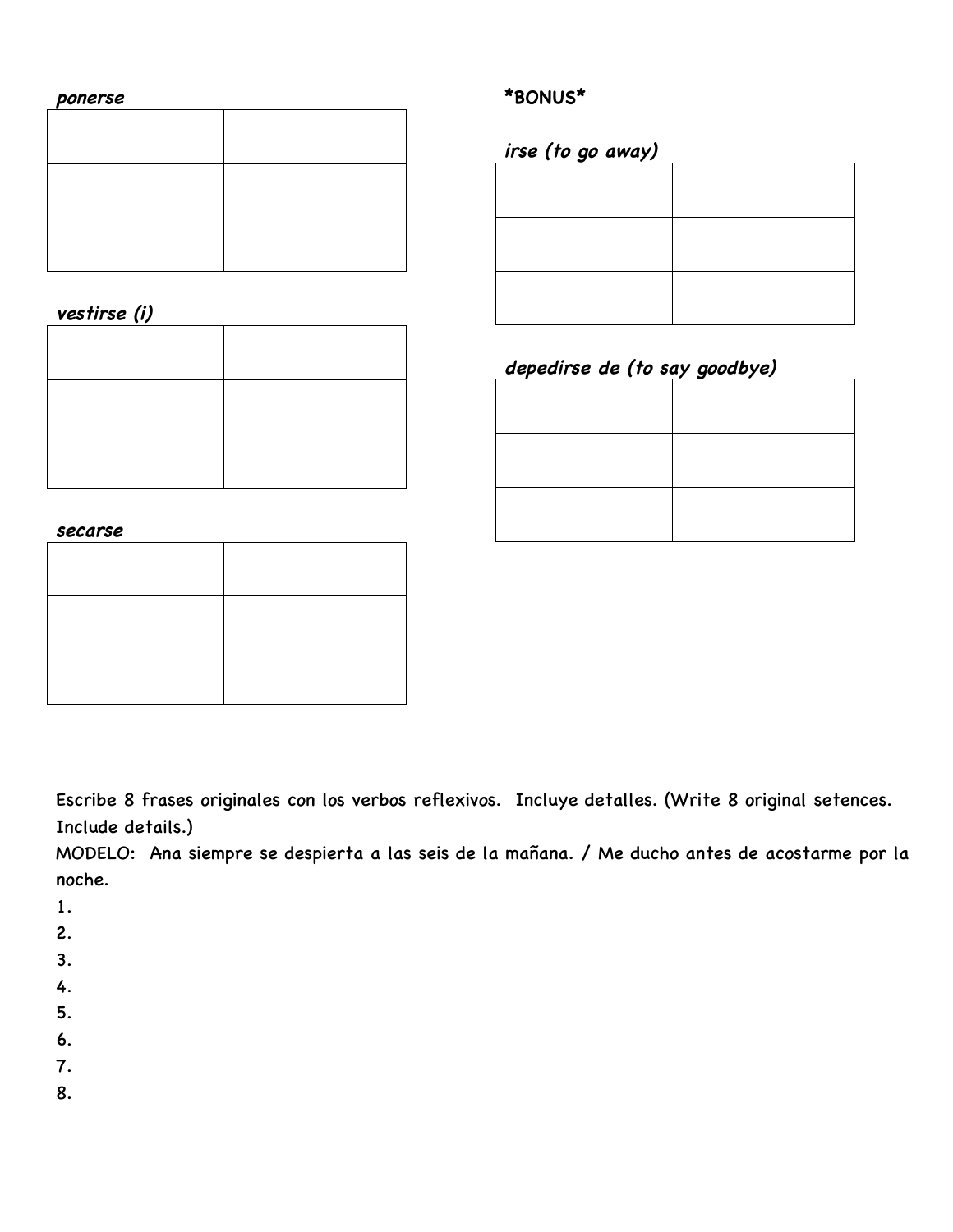***ponerse***

| | |
|---|---|
| | |
| | |
| | |

***vestirse (i)***

| | |
|---|---|
| | |
| | |
| | |

***secarse***

| | |
|---|---|
| | |
| | |
| | |

**\*BONUS\***

***irse (to go away)***

| | |
|---|---|
| | |
| | |
| | |

***depedirse de (to say goodbye)***

| | |
|---|---|
| | |
| | |
| | |

Escribe 8 frases originales con los verbos reflexivos. Incluye detalles. (Write 8 original setences. Include details.)

MODELO: Ana siempre se despierta a las seis de la mañana. / Me ducho antes de acostarme por la noche.

1.
2.
3.
4.
5.
6.
7.
8.